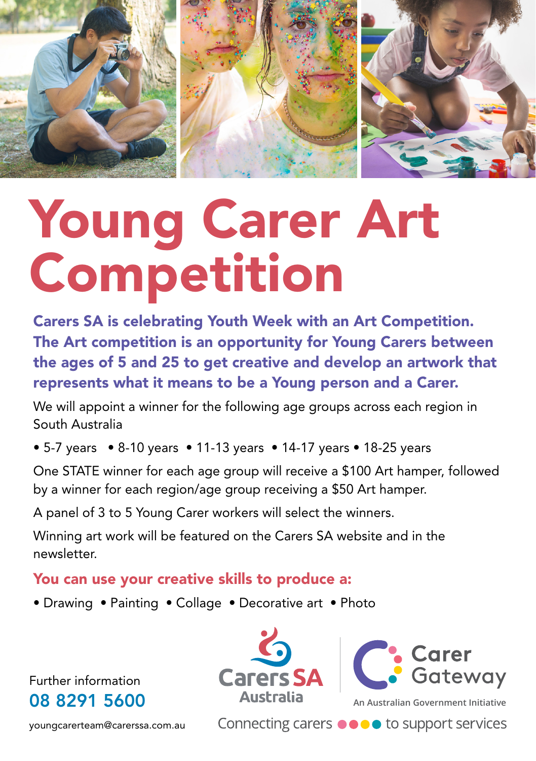# Young Carer Art Competition

**Carers SA is celebrating Youth Week with an Art Competition. The Art competition is an opportunity for Young Carers between the ages of 5 and 25 to get creative and develop an artwork that represents what it means to be a Young person and a Carer.**

We will appoint a winner for the following age groups across each region in South Australia

- 5-7 years
- 8-10 years
- 11-13 years
- 14-17 years
- 18-25 years

One STATE winner for each age group will receive a $100 Art hamper, followed by a winner for each region/age group receiving a $50 Art hamper.

A panel of 3 to 5 Young Carer workers will select the winners.

Winning art work will be featured on the Carers SA website and in the newsletter.

## You can use your creative skills to produce a:

- Drawing
- Painting
- Collage
- Decorative art
- Photo

Further information
**08 8291 5600**
youngcarerteam@carerssa.com.au

Carers SA Australia

Carer Gateway
An Australian Government Initiative

Connecting carers to support services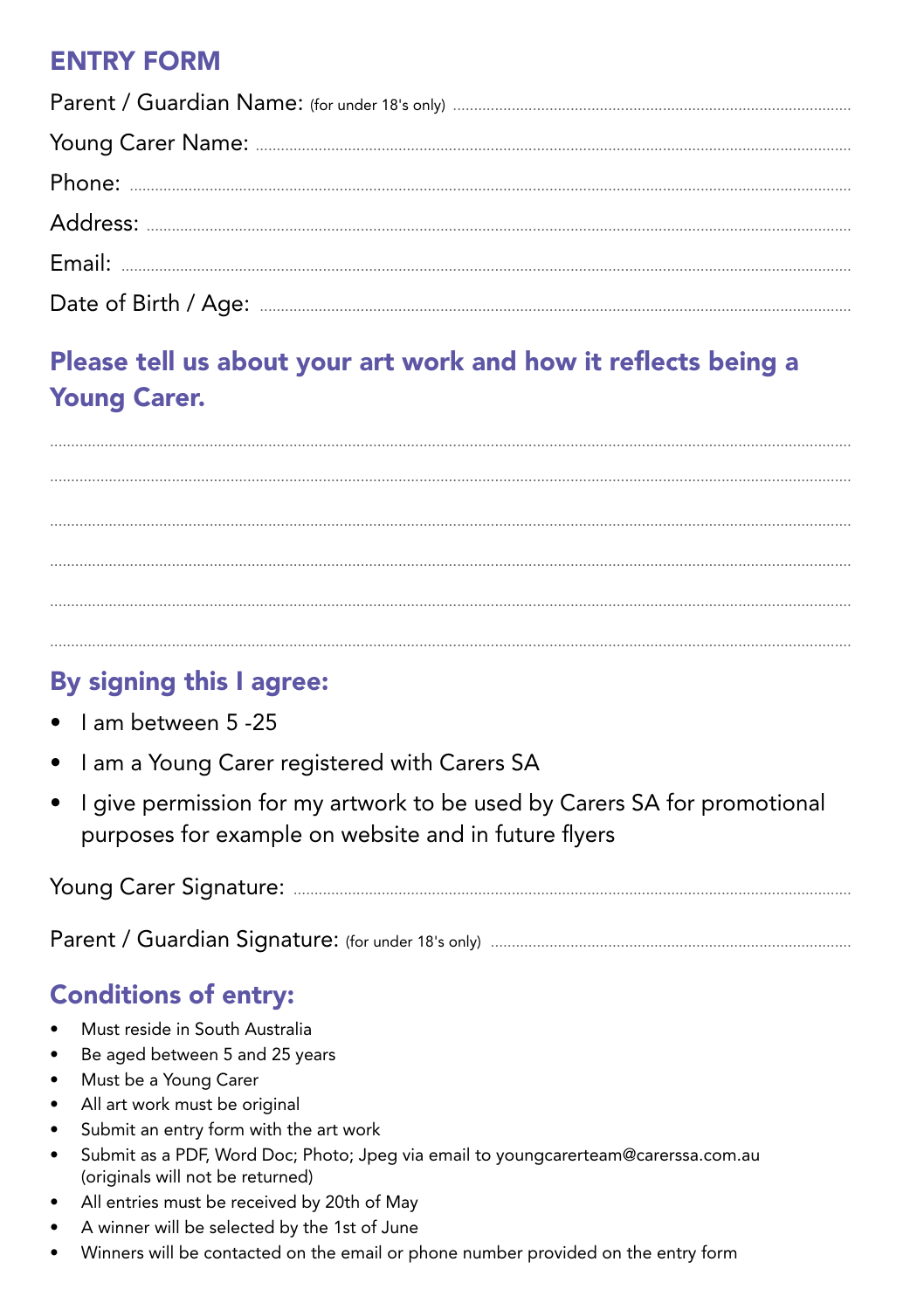## ENTRY FORM

Parent / Guardian Name: (for under 18's only) ..............................................................................................

Young Carer Name: ..............................................................................................

Phone: ..............................................................................................

Address: ..............................................................................................

Email: ..............................................................................................

Date of Birth / Age: ..............................................................................................

## Please tell us about your art work and how it reflects being a Young Carer.

..............................................................................................

..............................................................................................

..............................................................................................

..............................................................................................

..............................................................................................

..............................................................................................

## By signing this I agree:

- I am between 5 -25
- I am a Young Carer registered with Carers SA
- I give permission for my artwork to be used by Carers SA for promotional purposes for example on website and in future flyers

Young Carer Signature: ..............................................................................................

Parent / Guardian Signature: (for under 18's only) ..............................................................................................

## Conditions of entry:

- Must reside in South Australia
- Be aged between 5 and 25 years
- Must be a Young Carer
- All art work must be original
- Submit an entry form with the art work
- Submit as a PDF, Word Doc; Photo; Jpeg via email to youngcarerteam@carerssa.com.au (originals will not be returned)
- All entries must be received by 20th of May
- A winner will be selected by the 1st of June
- Winners will be contacted on the email or phone number provided on the entry form